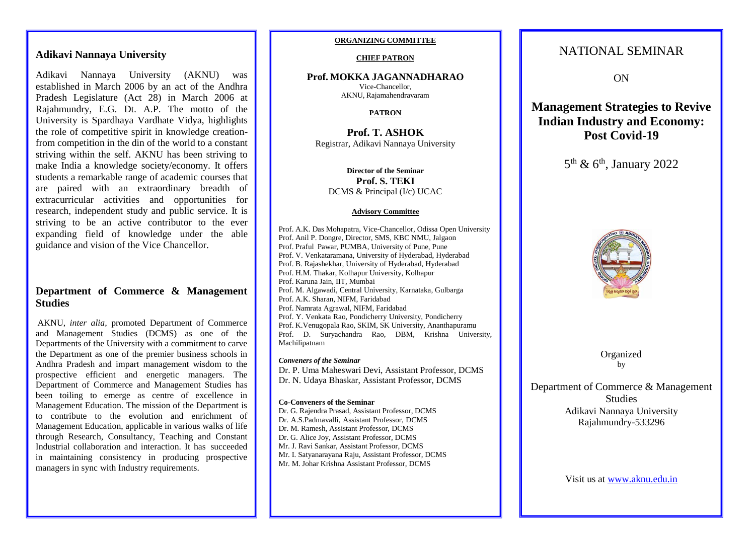## Adikavi Nannaya University

Adikavi Nannaya University (AKNU) was established in March 2006 by an act of the Andhra Pradesh Legislature (Act 28) in March 2006 at Rajahmundry, E.G. Dt. A.P. The motto of the University is Spardhaya Vardhate Vidya, highlights the role of competitive spirit in knowledge creation-from competition in the din of the world to a constant striving within the self. AKNU has been striving to make India a knowledge society/economy. It offers students a remarkable range of academic courses that are paired with an extraordinary breadth of extracurricular activities and opportunities for research, independent study and public service. It is striving to be an active contributor to the ever expanding field of knowledge under the able guidance and vision of the Vice Chancellor.

## Department of Commerce & Management Studies

AKNU, *inter alia,* promoted Department of Commerce and Management Studies (DCMS) as one of the Departments of the University with a commitment to carve the Department as one of the premier business schools in Andhra Pradesh and impart management wisdom to the prospective efficient and energetic managers. The Department of Commerce and Management Studies has been toiling to emerge as centre of excellence in Management Education. The mission of the Department is to contribute to the evolution and enrichment of Management Education, applicable in various walks of life through Research, Consultancy, Teaching and Constant Industrial collaboration and interaction. It has succeeded in maintaining consistency in producing prospective managers in sync with Industry requirements.

**ORGANIZING COMMITTEE**

**CHIEF PATRON**

**Prof. MOKKA JAGANNADHARAO**
Vice-Chancellor,
AKNU, Rajamahendravaram

**PATRON**

**Prof. T. ASHOK**
Registrar, Adikavi Nannaya University

**Director of the Seminar**
**Prof. S. TEKI**
DCMS & Principal (I/c) UCAC

**Advisory Committee**

Prof. A.K. Das Mohapatra, Vice-Chancellor, Odissa Open University
Prof. Anil P. Dongre, Director, SMS, KBC NMU, Jalgaon
Prof. Praful Pawar, PUMBA, University of Pune, Pune
Prof. V. Venkataramana, University of Hyderabad, Hyderabad
Prof. B. Rajashekhar, University of Hyderabad, Hyderabad
Prof. H.M. Thakar, Kolhapur University, Kolhapur
Prof. Karuna Jain, IIT, Mumbai
Prof. M. Algawadi, Central University, Karnataka, Gulbarga
Prof. A.K. Sharan, NIFM, Faridabad
Prof. Namrata Agrawal, NIFM, Faridabad
Prof. Y. Venkata Rao, Pondicherry University, Pondicherry
Prof. K.Venugopala Rao, SKIM, SK University, Ananthapuramu
Prof. D. Suryachandra Rao, DBM, Krishna University, Machilipatnam

***Conveners of the Seminar***
Dr. P. Uma Maheswari Devi, Assistant Professor, DCMS
Dr. N. Udaya Bhaskar, Assistant Professor, DCMS

**Co-Conveners of the Seminar**
Dr. G. Rajendra Prasad, Assistant Professor, DCMS
Dr. A.S.Padmavalli, Assistant Professor, DCMS
Dr. M. Ramesh, Assistant Professor, DCMS
Dr. G. Alice Joy, Assistant Professor, DCMS
Mr. J. Ravi Sankar, Assistant Professor, DCMS
Mr. I. Satyanarayana Raju, Assistant Professor, DCMS
Mr. M. Johar Krishna Assistant Professor, DCMS

# NATIONAL SEMINAR

ON

# Management Strategies to Revive Indian Industry and Economy: Post Covid-19

5th & 6th, January 2022

Organized
by

Department of Commerce & Management Studies
Adikavi Nannaya University
Rajahmundry-533296

Visit us at www.aknu.edu.in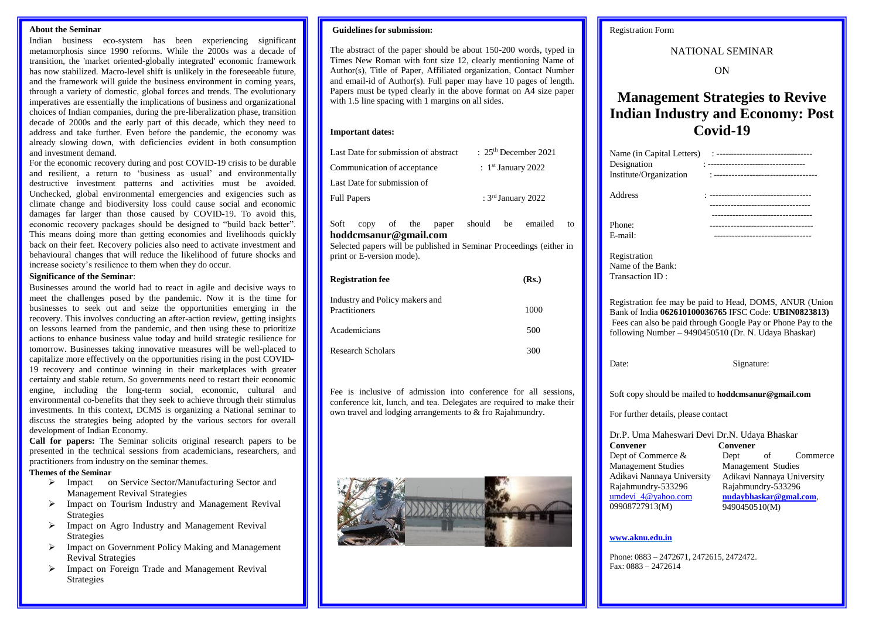## About the Seminar

Indian business eco-system has been experiencing significant metamorphosis since 1990 reforms. While the 2000s was a decade of transition, the 'market oriented-globally integrated' economic framework has now stabilized. Macro-level shift is unlikely in the foreseeable future, and the framework will guide the business environment in coming years, through a variety of domestic, global forces and trends. The evolutionary imperatives are essentially the implications of business and organizational choices of Indian companies, during the pre-liberalization phase, transition decade of 2000s and the early part of this decade, which they need to address and take further. Even before the pandemic, the economy was already slowing down, with deficiencies evident in both consumption and investment demand.

For the economic recovery during and post COVID-19 crisis to be durable and resilient, a return to 'business as usual' and environmentally destructive investment patterns and activities must be avoided. Unchecked, global environmental emergencies and exigencies such as climate change and biodiversity loss could cause social and economic damages far larger than those caused by COVID-19. To avoid this, economic recovery packages should be designed to "build back better". This means doing more than getting economies and livelihoods quickly back on their feet. Recovery policies also need to activate investment and behavioural changes that will reduce the likelihood of future shocks and increase society's resilience to them when they do occur.

**Significance of the Seminar**:

Businesses around the world had to react in agile and decisive ways to meet the challenges posed by the pandemic. Now it is the time for businesses to seek out and seize the opportunities emerging in the recovery. This involves conducting an after-action review, getting insights on lessons learned from the pandemic, and then using these to prioritize actions to enhance business value today and build strategic resilience for tomorrow. Businesses taking innovative measures will be well-placed to capitalize more effectively on the opportunities rising in the post COVID-19 recovery and continue winning in their marketplaces with greater certainty and stable return. So governments need to restart their economic engine, including the long-term social, economic, cultural and environmental co-benefits that they seek to achieve through their stimulus investments. In this context, DCMS is organizing a National seminar to discuss the strategies being adopted by the various sectors for overall development of Indian Economy.

**Call for papers:** The Seminar solicits original research papers to be presented in the technical sessions from academicians, researchers, and practitioners from industry on the seminar themes.

**Themes of the Seminar**

- Impact on Service Sector/Manufacturing Sector and Management Revival Strategies
- Impact on Tourism Industry and Management Revival Strategies
- Impact on Agro Industry and Management Revival Strategies
- Impact on Government Policy Making and Management Revival Strategies
- Impact on Foreign Trade and Management Revival Strategies

**Guidelines for submission:**

The abstract of the paper should be about 150-200 words, typed in Times New Roman with font size 12, clearly mentioning Name of Author(s), Title of Paper, Affiliated organization, Contact Number and email-id of Author(s). Full paper may have 10 pages of length. Papers must be typed clearly in the above format on A4 size paper with 1.5 line spacing with 1 margins on all sides.

**Important dates:**

| | |
|---|---|
| Last Date for submission of abstract | : 25th December 2021 |
| Communication of acceptance | : 1st January 2022 |
| Last Date for submission of Full Papers | : 3rd January 2022 |

Soft copy of the paper should be emailed to **hoddcmsanur@gmail.com**

Selected papers will be published in Seminar Proceedings (either in print or E-version mode).

| Registration fee | (Rs.) |
|---|---|
| Industry and Policy makers and Practitioners | 1000 |
| Academicians | 500 |
| Research Scholars | 300 |

Fee is inclusive of admission into conference for all sessions, conference kit, lunch, and tea. Delegates are required to make their own travel and lodging arrangements to & fro Rajahmundry.

Registration Form

NATIONAL SEMINAR

ON

# Management Strategies to Revive Indian Industry and Economy: Post Covid-19

Name (in Capital Letters) : ---------------------------------
Designation : ---------------------------------
Institute/Organization : ---------------------------------

Address : ---------------------------------
---------------------------------
---------------------------------

Phone: ---------------------------------
E-mail: ---------------------------------

Registration
Name of the Bank:
Transaction ID :

Registration fee may be paid to Head, DOMS, ANUR (Union Bank of India **062610100036765** IFSC Code: **UBIN0823813)** Fees can also be paid through Google Pay or Phone Pay to the following Number – 9490450510 (Dr. N. Udaya Bhaskar)

Date: Signature:

Soft copy should be mailed to **hoddcmsanur@gmail.com**

For further details, please contact

Dr.P. Uma Maheswari Devi
**Convener**
Dept of Commerce & Management Studies
Adikavi Nannaya University
Rajahmundry-533296
umdevi_4@yahoo.com
09908727913(M)

Dr.N. Udaya Bhaskar
**Convener**
Dept of Commerce Management Studies
Adikavi Nannaya University
Rajahmundry-533296
**nudaybhaskar@gmal.com**,
9490450510(M)

**www.aknu.edu.in**

Phone: 0883 – 2472671, 2472615, 2472472.
Fax: 0883 – 2472614